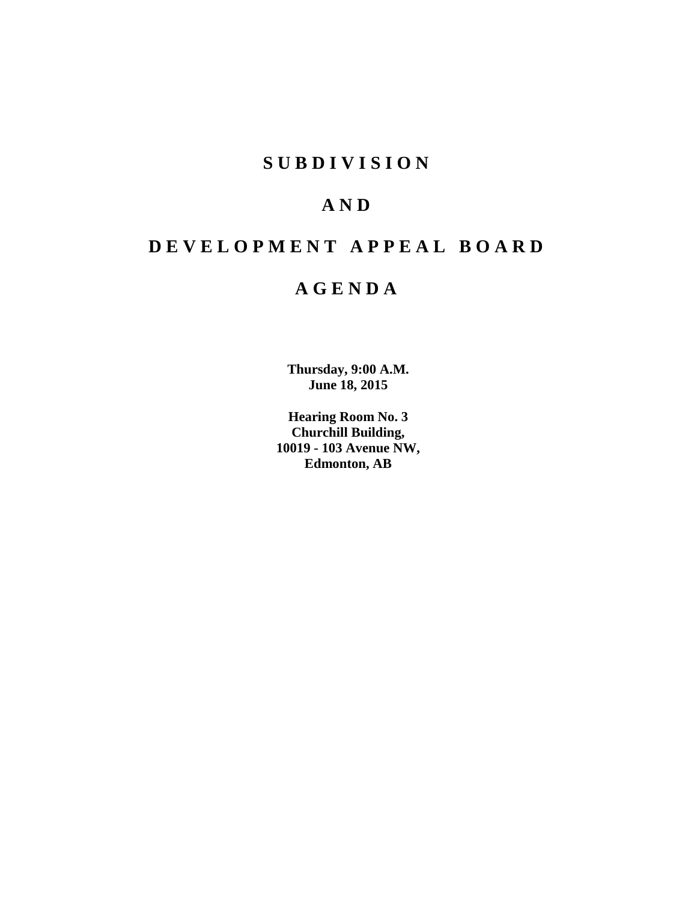# S U B D I V I S I O N

# A N D

# D E V E L O P M E N T   A P P E A L   B O A R D

# A G E N D A

**Thursday, 9:00 A.M.**
**June 18, 2015**

**Hearing Room No. 3**
**Churchill Building,**
**10019 - 103 Avenue NW,**
**Edmonton, AB**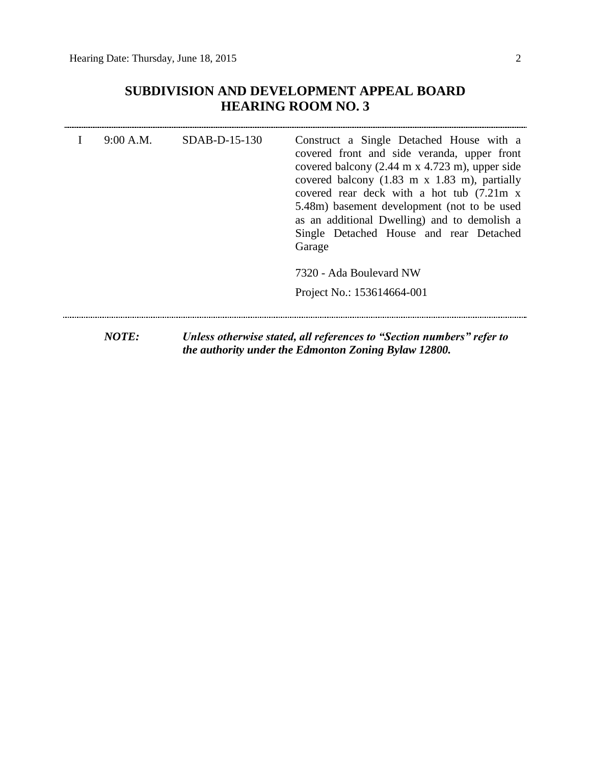## SUBDIVISION AND DEVELOPMENT APPEAL BOARD
## HEARING ROOM NO. 3

---

| | | | |
|---|---|---|---|
| I | 9:00 A.M. | SDAB-D-15-130 | Construct a Single Detached House with a covered front and side veranda, upper front covered balcony (2.44 m x 4.723 m), upper side covered balcony (1.83 m x 1.83 m), partially covered rear deck with a hot tub (7.21m x 5.48m) basement development (not to be used as an additional Dwelling) and to demolish a Single Detached House and rear Detached Garage<br><br>7320 - Ada Boulevard NW<br><br>Project No.: 153614664-001 |

---

***NOTE:*** ***Unless otherwise stated, all references to "Section numbers" refer to the authority under the Edmonton Zoning Bylaw 12800.***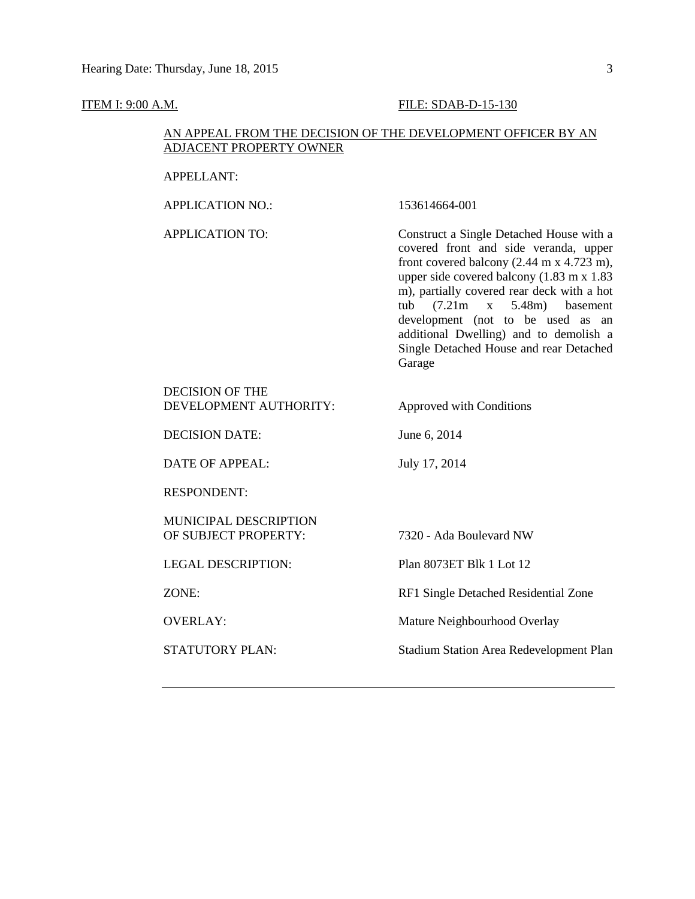ITEM I: 9:00 A.M. FILE: SDAB-D-15-130

AN APPEAL FROM THE DECISION OF THE DEVELOPMENT OFFICER BY AN ADJACENT PROPERTY OWNER

| | |
|---|---|
| APPELLANT: | |
| APPLICATION NO.: | 153614664-001 |
| APPLICATION TO: | Construct a Single Detached House with a covered front and side veranda, upper front covered balcony (2.44 m x 4.723 m), upper side covered balcony (1.83 m x 1.83 m), partially covered rear deck with a hot tub (7.21m x 5.48m) basement development (not to be used as an additional Dwelling) and to demolish a Single Detached House and rear Detached Garage |
| DECISION OF THE DEVELOPMENT AUTHORITY: | Approved with Conditions |
| DECISION DATE: | June 6, 2014 |
| DATE OF APPEAL: | July 17, 2014 |
| RESPONDENT: | |
| MUNICIPAL DESCRIPTION OF SUBJECT PROPERTY: | 7320 - Ada Boulevard NW |
| LEGAL DESCRIPTION: | Plan 8073ET Blk 1 Lot 12 |
| ZONE: | RF1 Single Detached Residential Zone |
| OVERLAY: | Mature Neighbourhood Overlay |
| STATUTORY PLAN: | Stadium Station Area Redevelopment Plan |

---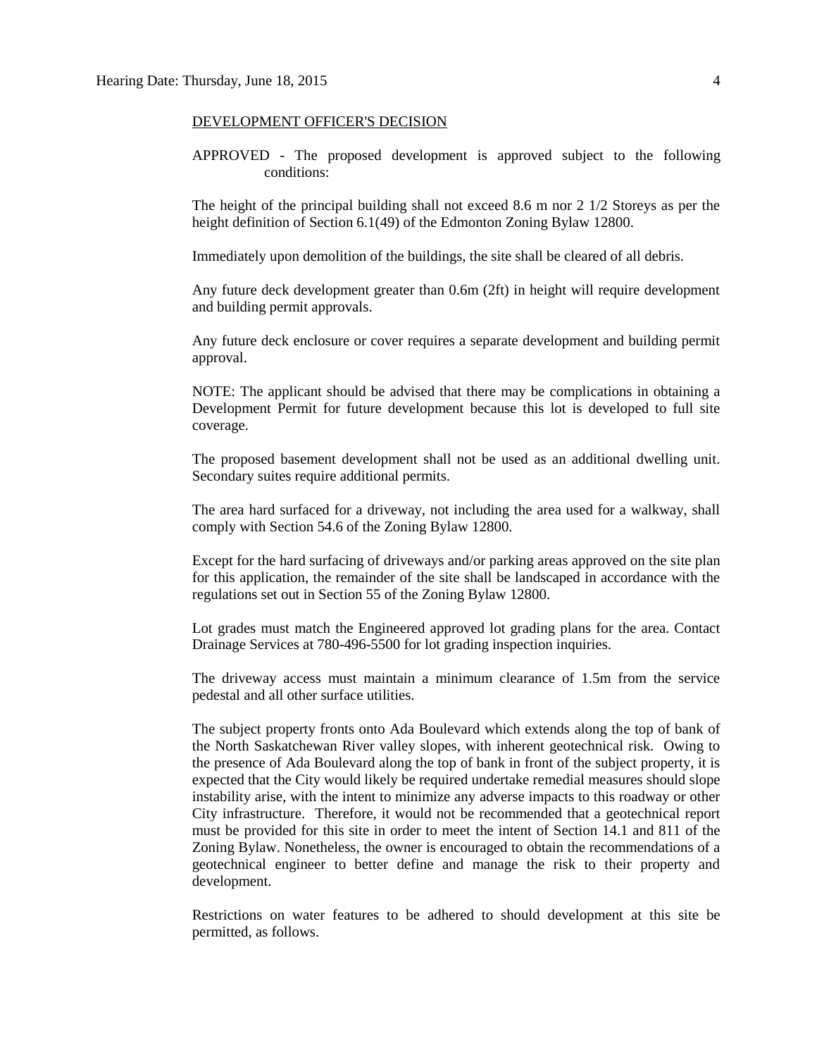DEVELOPMENT OFFICER'S DECISION

APPROVED - The proposed development is approved subject to the following conditions:

The height of the principal building shall not exceed 8.6 m nor 2 1/2 Storeys as per the height definition of Section 6.1(49) of the Edmonton Zoning Bylaw 12800.

Immediately upon demolition of the buildings, the site shall be cleared of all debris.

Any future deck development greater than 0.6m (2ft) in height will require development and building permit approvals.

Any future deck enclosure or cover requires a separate development and building permit approval.

NOTE: The applicant should be advised that there may be complications in obtaining a Development Permit for future development because this lot is developed to full site coverage.

The proposed basement development shall not be used as an additional dwelling unit. Secondary suites require additional permits.

The area hard surfaced for a driveway, not including the area used for a walkway, shall comply with Section 54.6 of the Zoning Bylaw 12800.

Except for the hard surfacing of driveways and/or parking areas approved on the site plan for this application, the remainder of the site shall be landscaped in accordance with the regulations set out in Section 55 of the Zoning Bylaw 12800.

Lot grades must match the Engineered approved lot grading plans for the area. Contact Drainage Services at 780-496-5500 for lot grading inspection inquiries.

The driveway access must maintain a minimum clearance of 1.5m from the service pedestal and all other surface utilities.

The subject property fronts onto Ada Boulevard which extends along the top of bank of the North Saskatchewan River valley slopes, with inherent geotechnical risk. Owing to the presence of Ada Boulevard along the top of bank in front of the subject property, it is expected that the City would likely be required undertake remedial measures should slope instability arise, with the intent to minimize any adverse impacts to this roadway or other City infrastructure. Therefore, it would not be recommended that a geotechnical report must be provided for this site in order to meet the intent of Section 14.1 and 811 of the Zoning Bylaw. Nonetheless, the owner is encouraged to obtain the recommendations of a geotechnical engineer to better define and manage the risk to their property and development.

Restrictions on water features to be adhered to should development at this site be permitted, as follows.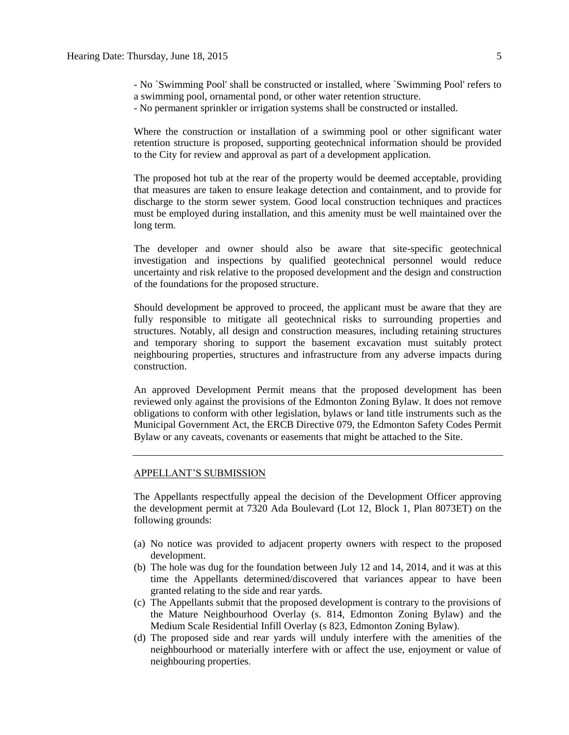- No `Swimming Pool' shall be constructed or installed, where `Swimming Pool' refers to a swimming pool, ornamental pond, or other water retention structure.
- No permanent sprinkler or irrigation systems shall be constructed or installed.

Where the construction or installation of a swimming pool or other significant water retention structure is proposed, supporting geotechnical information should be provided to the City for review and approval as part of a development application.

The proposed hot tub at the rear of the property would be deemed acceptable, providing that measures are taken to ensure leakage detection and containment, and to provide for discharge to the storm sewer system. Good local construction techniques and practices must be employed during installation, and this amenity must be well maintained over the long term.

The developer and owner should also be aware that site-specific geotechnical investigation and inspections by qualified geotechnical personnel would reduce uncertainty and risk relative to the proposed development and the design and construction of the foundations for the proposed structure.

Should development be approved to proceed, the applicant must be aware that they are fully responsible to mitigate all geotechnical risks to surrounding properties and structures. Notably, all design and construction measures, including retaining structures and temporary shoring to support the basement excavation must suitably protect neighbouring properties, structures and infrastructure from any adverse impacts during construction.

An approved Development Permit means that the proposed development has been reviewed only against the provisions of the Edmonton Zoning Bylaw. It does not remove obligations to conform with other legislation, bylaws or land title instruments such as the Municipal Government Act, the ERCB Directive 079, the Edmonton Safety Codes Permit Bylaw or any caveats, covenants or easements that might be attached to the Site.

---

APPELLANT'S SUBMISSION

The Appellants respectfully appeal the decision of the Development Officer approving the development permit at 7320 Ada Boulevard (Lot 12, Block 1, Plan 8073ET) on the following grounds:

(a) No notice was provided to adjacent property owners with respect to the proposed development.
(b) The hole was dug for the foundation between July 12 and 14, 2014, and it was at this time the Appellants determined/discovered that variances appear to have been granted relating to the side and rear yards.
(c) The Appellants submit that the proposed development is contrary to the provisions of the Mature Neighbourhood Overlay (s. 814, Edmonton Zoning Bylaw) and the Medium Scale Residential Infill Overlay (s 823, Edmonton Zoning Bylaw).
(d) The proposed side and rear yards will unduly interfere with the amenities of the neighbourhood or materially interfere with or affect the use, enjoyment or value of neighbouring properties.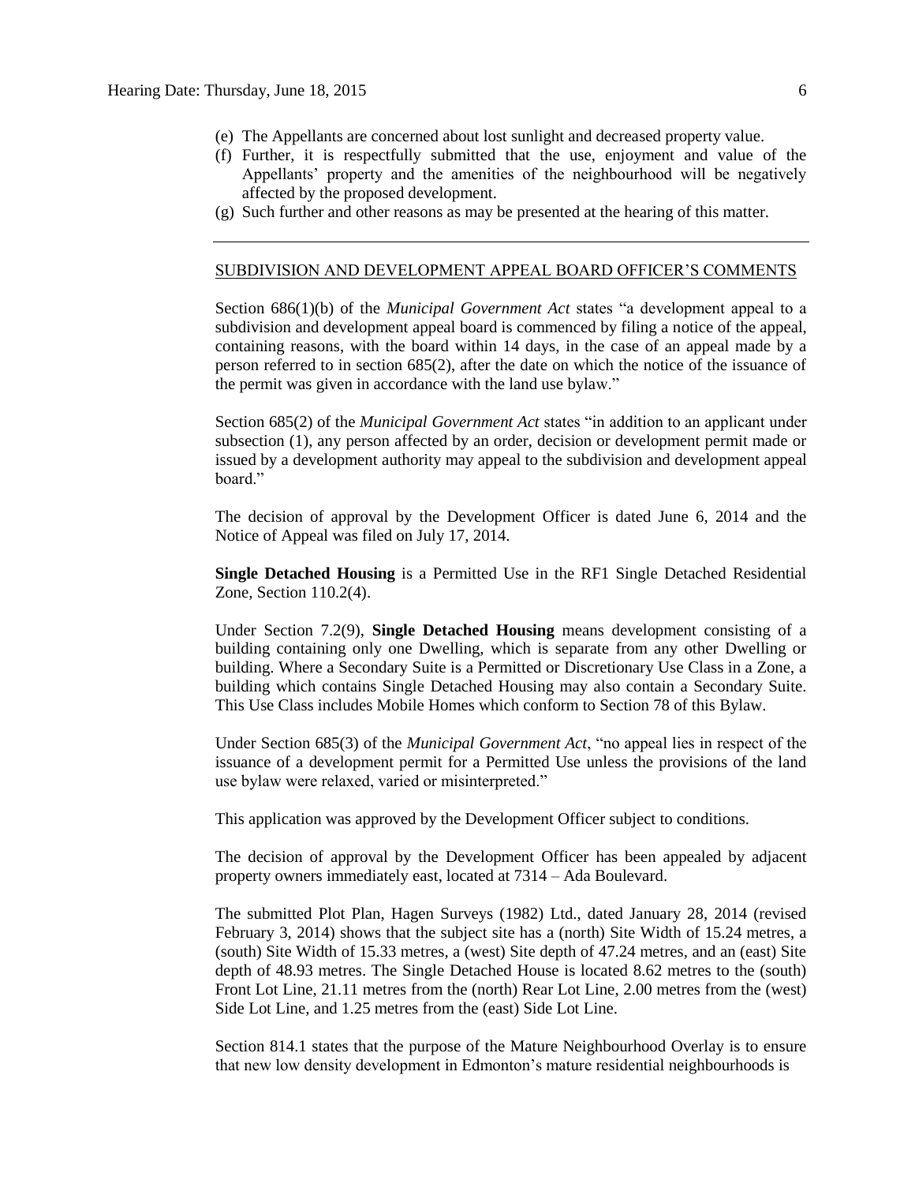(e) The Appellants are concerned about lost sunlight and decreased property value.

(f) Further, it is respectfully submitted that the use, enjoyment and value of the Appellants' property and the amenities of the neighbourhood will be negatively affected by the proposed development.

(g) Such further and other reasons as may be presented at the hearing of this matter.

---

## SUBDIVISION AND DEVELOPMENT APPEAL BOARD OFFICER'S COMMENTS

Section 686(1)(b) of the *Municipal Government Act* states "a development appeal to a subdivision and development appeal board is commenced by filing a notice of the appeal, containing reasons, with the board within 14 days, in the case of an appeal made by a person referred to in section 685(2), after the date on which the notice of the issuance of the permit was given in accordance with the land use bylaw."

Section 685(2) of the *Municipal Government Act* states "in addition to an applicant under subsection (1), any person affected by an order, decision or development permit made or issued by a development authority may appeal to the subdivision and development appeal board."

The decision of approval by the Development Officer is dated June 6, 2014 and the Notice of Appeal was filed on July 17, 2014.

**Single Detached Housing** is a Permitted Use in the RF1 Single Detached Residential Zone, Section 110.2(4).

Under Section 7.2(9), **Single Detached Housing** means development consisting of a building containing only one Dwelling, which is separate from any other Dwelling or building. Where a Secondary Suite is a Permitted or Discretionary Use Class in a Zone, a building which contains Single Detached Housing may also contain a Secondary Suite. This Use Class includes Mobile Homes which conform to Section 78 of this Bylaw.

Under Section 685(3) of the *Municipal Government Act*, "no appeal lies in respect of the issuance of a development permit for a Permitted Use unless the provisions of the land use bylaw were relaxed, varied or misinterpreted."

This application was approved by the Development Officer subject to conditions.

The decision of approval by the Development Officer has been appealed by adjacent property owners immediately east, located at 7314 – Ada Boulevard.

The submitted Plot Plan, Hagen Surveys (1982) Ltd., dated January 28, 2014 (revised February 3, 2014) shows that the subject site has a (north) Site Width of 15.24 metres, a (south) Site Width of 15.33 metres, a (west) Site depth of 47.24 metres, and an (east) Site depth of 48.93 metres. The Single Detached House is located 8.62 metres to the (south) Front Lot Line, 21.11 metres from the (north) Rear Lot Line, 2.00 metres from the (west) Side Lot Line, and 1.25 metres from the (east) Side Lot Line.

Section 814.1 states that the purpose of the Mature Neighbourhood Overlay is to ensure that new low density development in Edmonton's mature residential neighbourhoods is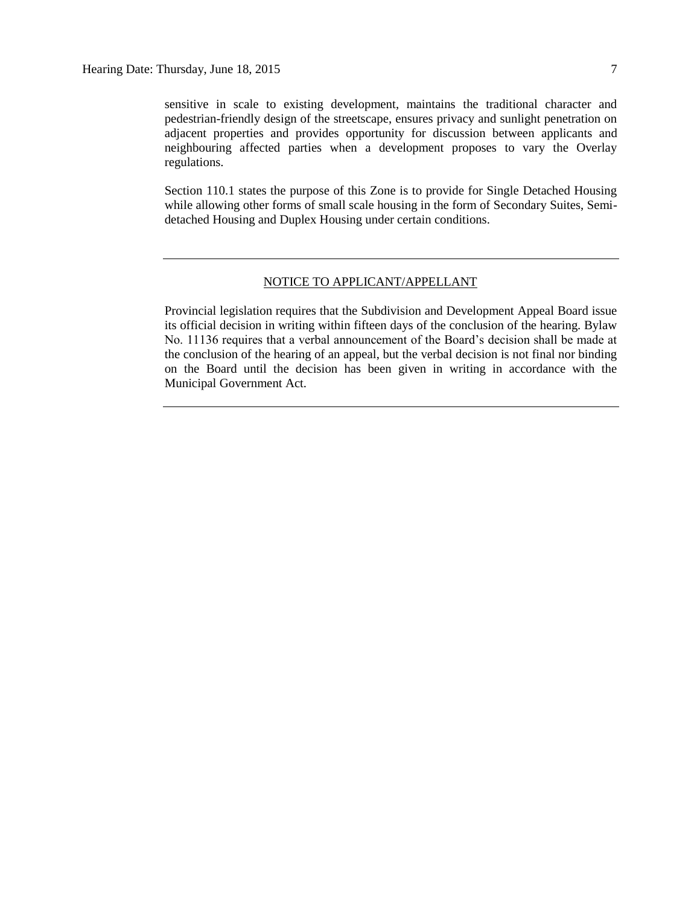sensitive in scale to existing development, maintains the traditional character and pedestrian-friendly design of the streetscape, ensures privacy and sunlight penetration on adjacent properties and provides opportunity for discussion between applicants and neighbouring affected parties when a development proposes to vary the Overlay regulations.

Section 110.1 states the purpose of this Zone is to provide for Single Detached Housing while allowing other forms of small scale housing in the form of Secondary Suites, Semi-detached Housing and Duplex Housing under certain conditions.

---

<u>NOTICE TO APPLICANT/APPELLANT</u>

Provincial legislation requires that the Subdivision and Development Appeal Board issue its official decision in writing within fifteen days of the conclusion of the hearing. Bylaw No. 11136 requires that a verbal announcement of the Board's decision shall be made at the conclusion of the hearing of an appeal, but the verbal decision is not final nor binding on the Board until the decision has been given in writing in accordance with the Municipal Government Act.

---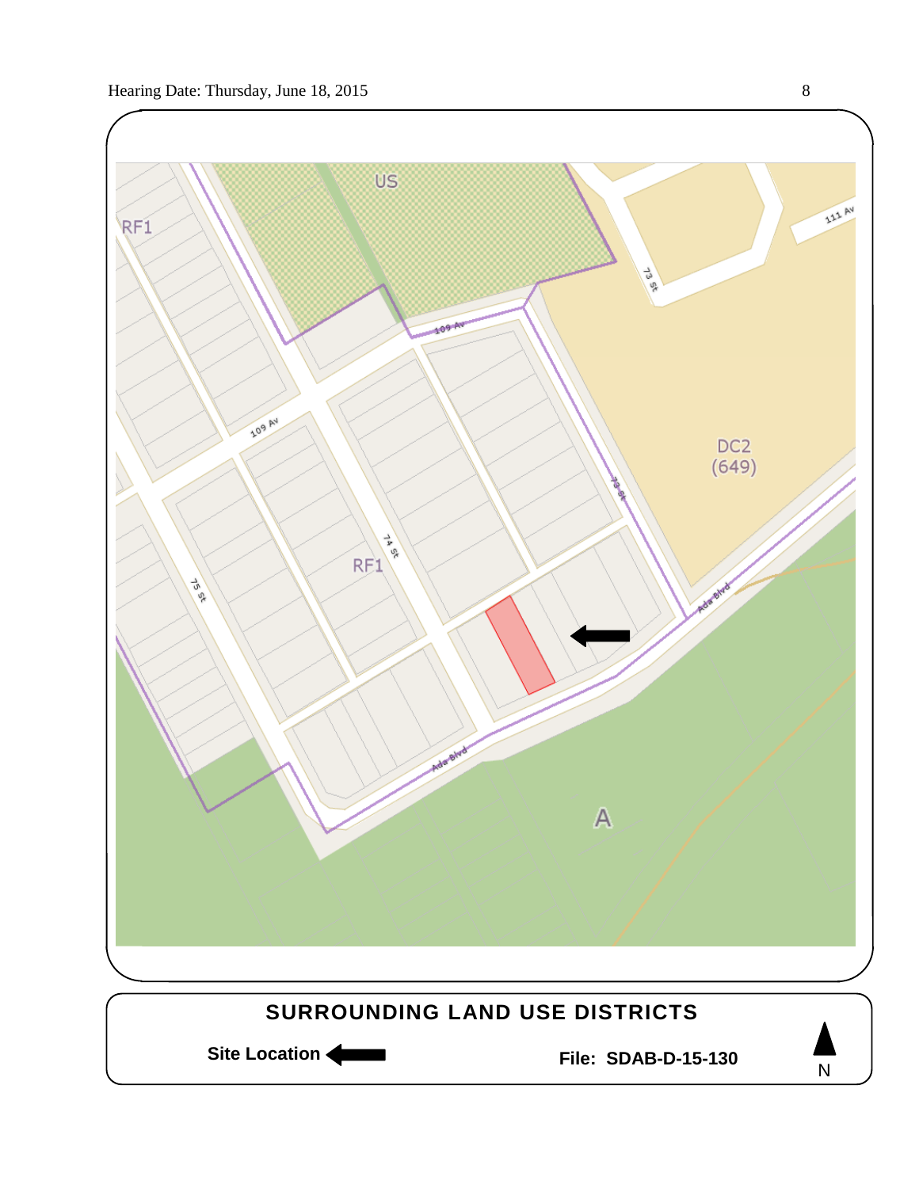## SURROUNDING LAND USE DISTRICTS

**Site Location** ⬅

**File: SDAB-D-15-130**

N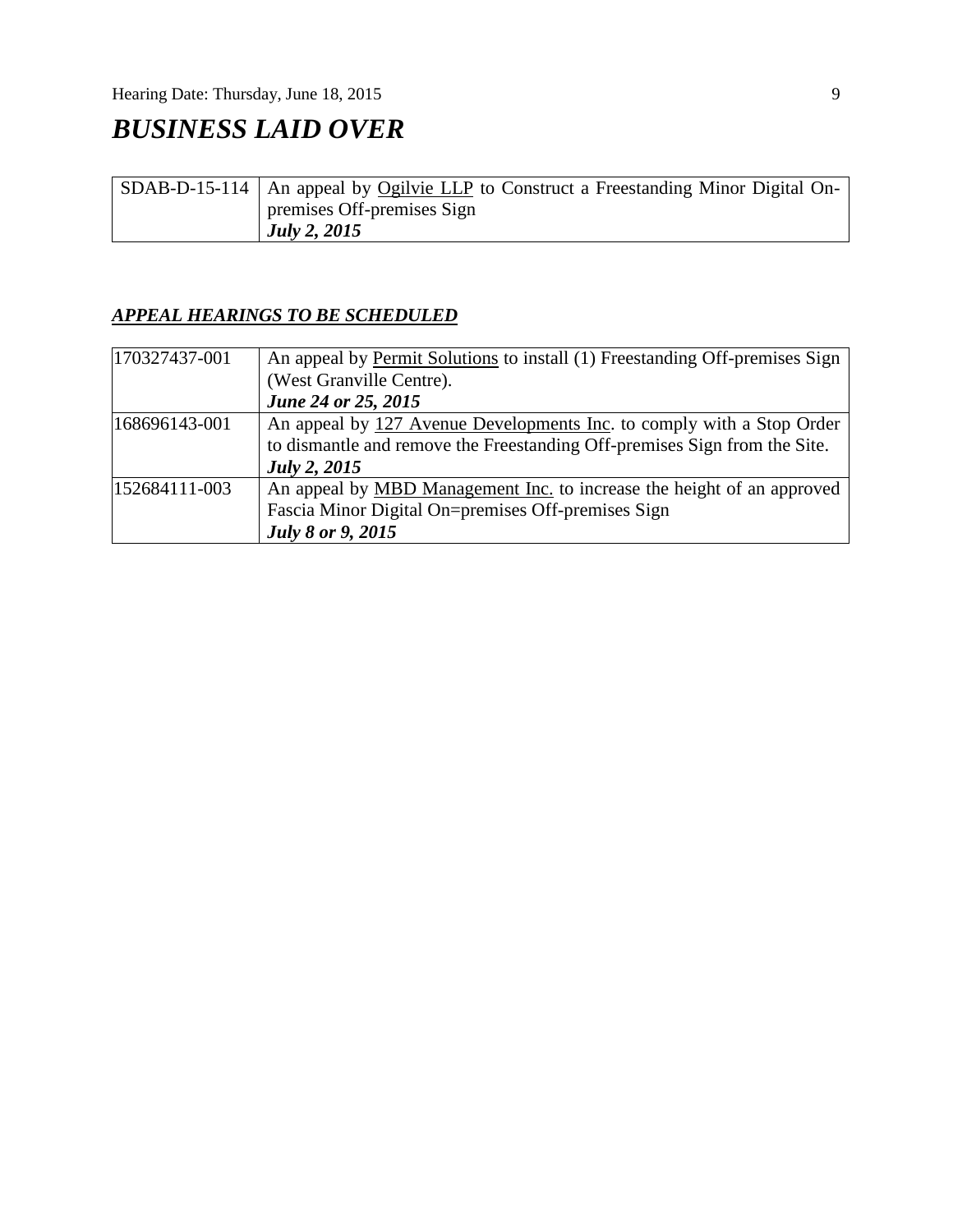# *BUSINESS LAID OVER*

| | |
|---|---|
| SDAB-D-15-114 | An appeal by Ogilvie LLP to Construct a Freestanding Minor Digital On-premises Off-premises Sign<br>***July 2, 2015*** |

***APPEAL HEARINGS TO BE SCHEDULED***

| | |
|---|---|
| 170327437-001 | An appeal by Permit Solutions to install (1) Freestanding Off-premises Sign (West Granville Centre).<br>***June 24 or 25, 2015*** |
| 168696143-001 | An appeal by 127 Avenue Developments Inc. to comply with a Stop Order to dismantle and remove the Freestanding Off-premises Sign from the Site.<br>***July 2, 2015*** |
| 152684111-003 | An appeal by MBD Management Inc. to increase the height of an approved Fascia Minor Digital On=premises Off-premises Sign<br>***July 8 or 9, 2015*** |